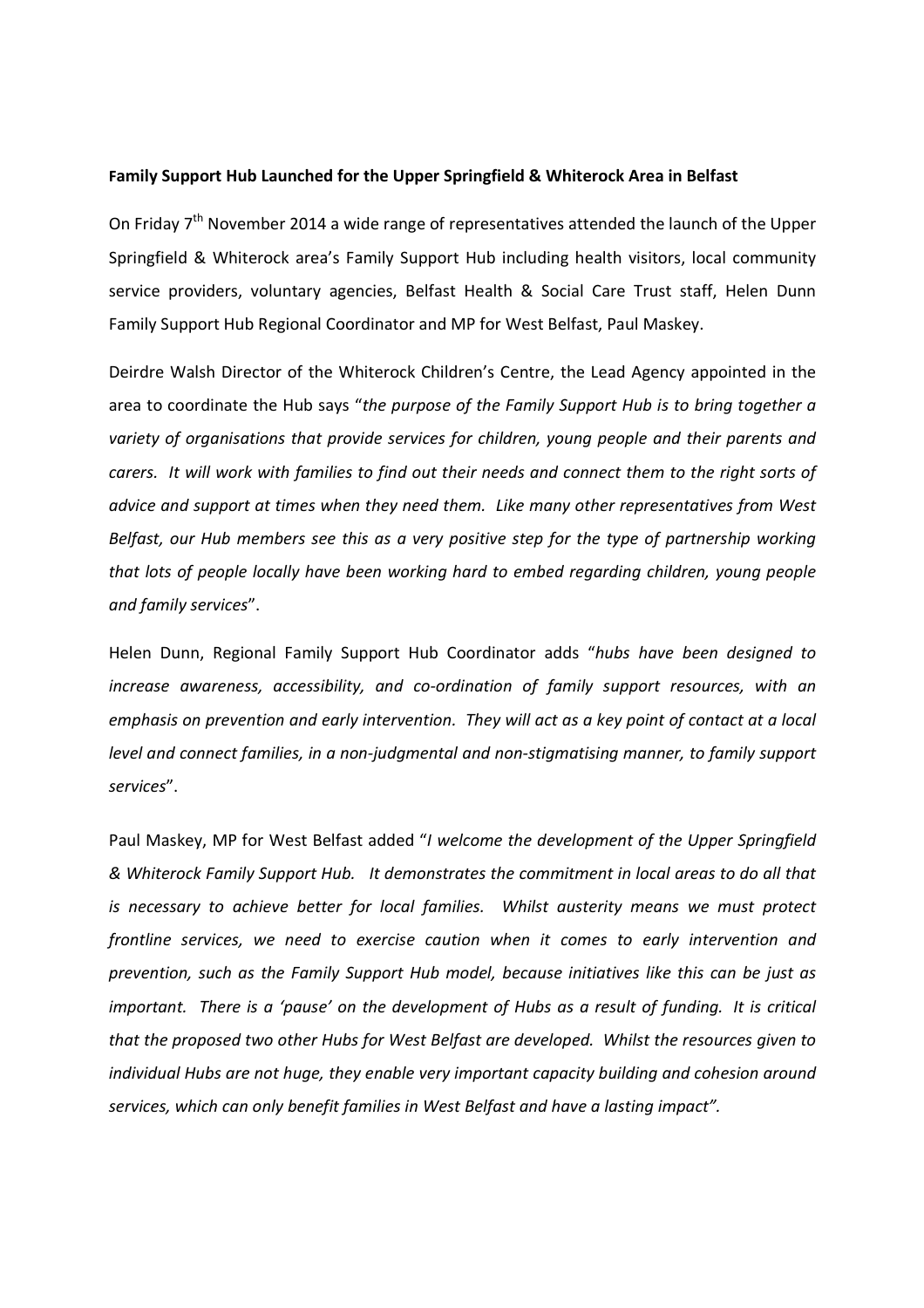**Family Support Hub Launched for the Upper Springfield & Whiterock Area in Belfast**

On Friday 7th November 2014 a wide range of representatives attended the launch of the Upper Springfield & Whiterock area's Family Support Hub including health visitors, local community service providers, voluntary agencies, Belfast Health & Social Care Trust staff, Helen Dunn Family Support Hub Regional Coordinator and MP for West Belfast, Paul Maskey.

Deirdre Walsh Director of the Whiterock Children's Centre, the Lead Agency appointed in the area to coordinate the Hub says "*the purpose of the Family Support Hub is to bring together a variety of organisations that provide services for children, young people and their parents and carers. It will work with families to find out their needs and connect them to the right sorts of advice and support at times when they need them. Like many other representatives from West Belfast, our Hub members see this as a very positive step for the type of partnership working that lots of people locally have been working hard to embed regarding children, young people and family services*".

Helen Dunn, Regional Family Support Hub Coordinator adds "*hubs have been designed to increase awareness, accessibility, and co-ordination of family support resources, with an emphasis on prevention and early intervention. They will act as a key point of contact at a local level and connect families, in a non-judgmental and non-stigmatising manner, to family support services*".

Paul Maskey, MP for West Belfast added "*I welcome the development of the Upper Springfield & Whiterock Family Support Hub. It demonstrates the commitment in local areas to do all that is necessary to achieve better for local families. Whilst austerity means we must protect frontline services, we need to exercise caution when it comes to early intervention and prevention, such as the Family Support Hub model, because initiatives like this can be just as important. There is a 'pause' on the development of Hubs as a result of funding. It is critical that the proposed two other Hubs for West Belfast are developed. Whilst the resources given to individual Hubs are not huge, they enable very important capacity building and cohesion around services, which can only benefit families in West Belfast and have a lasting impact".*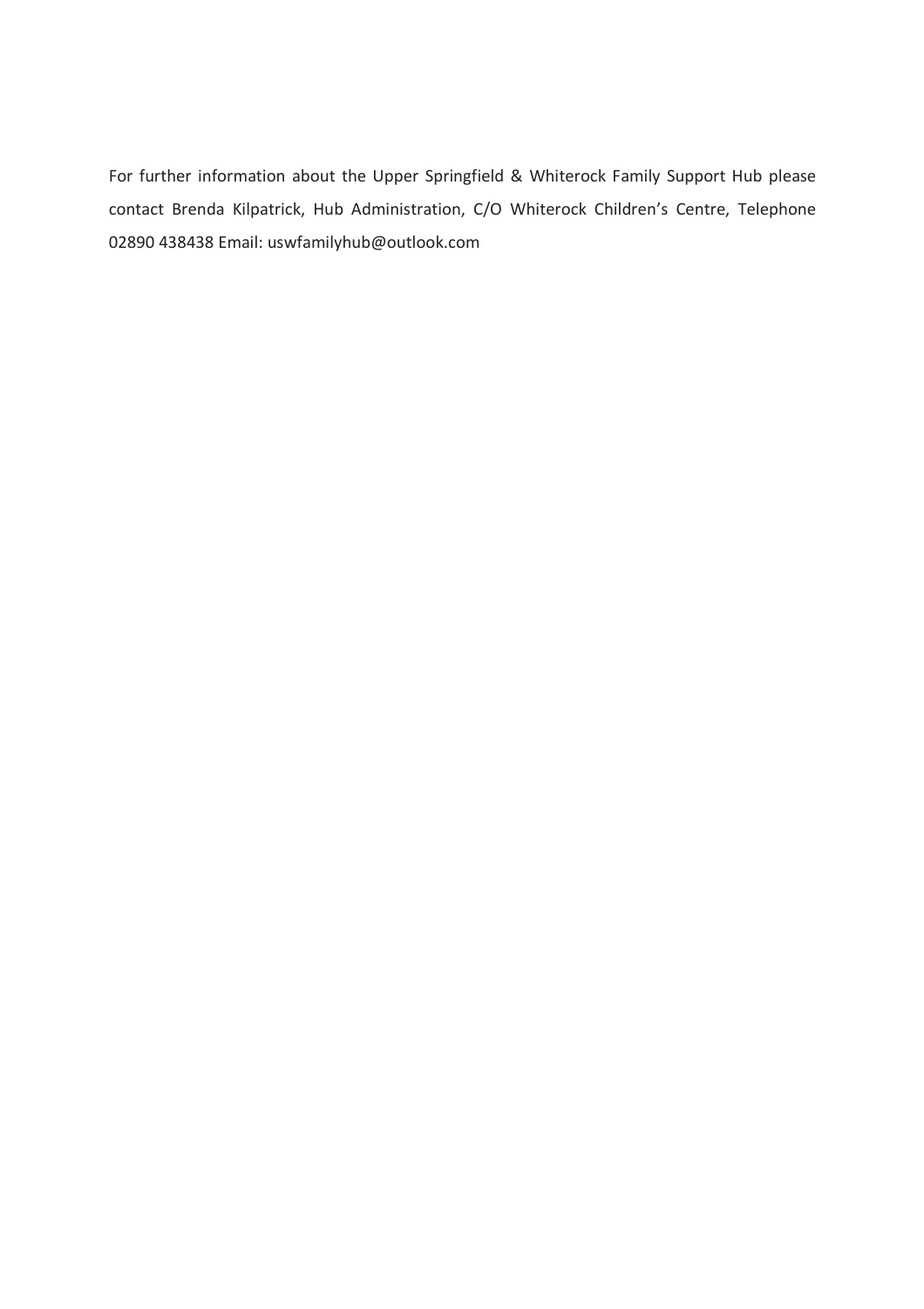For further information about the Upper Springfield & Whiterock Family Support Hub please contact Brenda Kilpatrick, Hub Administration, C/O Whiterock Children's Centre, Telephone 02890 438438 Email: uswfamilyhub@outlook.com